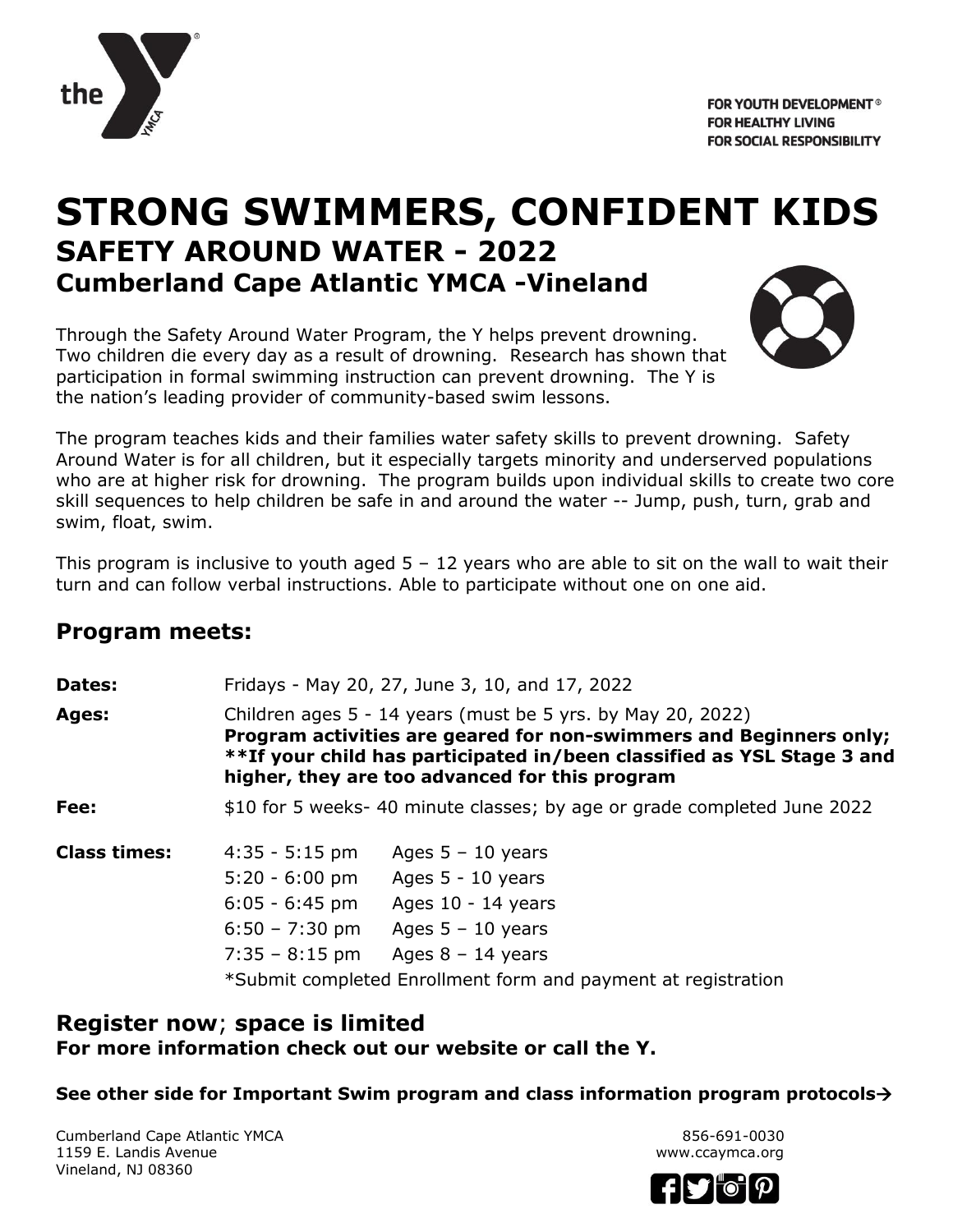FOR YOUTH DEVELOPMENT®
FOR HEALTHY LIVING
FOR SOCIAL RESPONSIBILITY

# STRONG SWIMMERS, CONFIDENT KIDS

## SAFETY AROUND WATER - 2022

### Cumberland Cape Atlantic YMCA -Vineland

Through the Safety Around Water Program, the Y helps prevent drowning. Two children die every day as a result of drowning. Research has shown that participation in formal swimming instruction can prevent drowning. The Y is the nation's leading provider of community-based swim lessons.

The program teaches kids and their families water safety skills to prevent drowning. Safety Around Water is for all children, but it especially targets minority and underserved populations who are at higher risk for drowning. The program builds upon individual skills to create two core skill sequences to help children be safe in and around the water -- Jump, push, turn, grab and swim, float, swim.

This program is inclusive to youth aged 5 – 12 years who are able to sit on the wall to wait their turn and can follow verbal instructions. Able to participate without one on one aid.

## Program meets:

**Dates:** Fridays - May 20, 27, June 3, 10, and 17, 2022

**Ages:** Children ages 5 - 14 years (must be 5 yrs. by May 20, 2022)
**Program activities are geared for non-swimmers and Beginners only; \*\*If your child has participated in/been classified as YSL Stage 3 and higher, they are too advanced for this program**

**Fee:** $10 for 5 weeks- 40 minute classes; by age or grade completed June 2022

**Class times:**

| Time | Ages |
|---|---|
| 4:35 - 5:15 pm | Ages 5 – 10 years |
| 5:20 - 6:00 pm | Ages 5 - 10 years |
| 6:05 - 6:45 pm | Ages 10 - 14 years |
| 6:50 – 7:30 pm | Ages 5 – 10 years |
| 7:35 – 8:15 pm | Ages 8 – 14 years |

*Submit completed Enrollment form and payment at registration

## Register now; space is limited

**For more information check out our website or call the Y.**

**See other side for Important Swim program and class information program protocols→**

Cumberland Cape Atlantic YMCA
1159 E. Landis Avenue
Vineland, NJ 08360

856-691-0030
www.ccaymca.org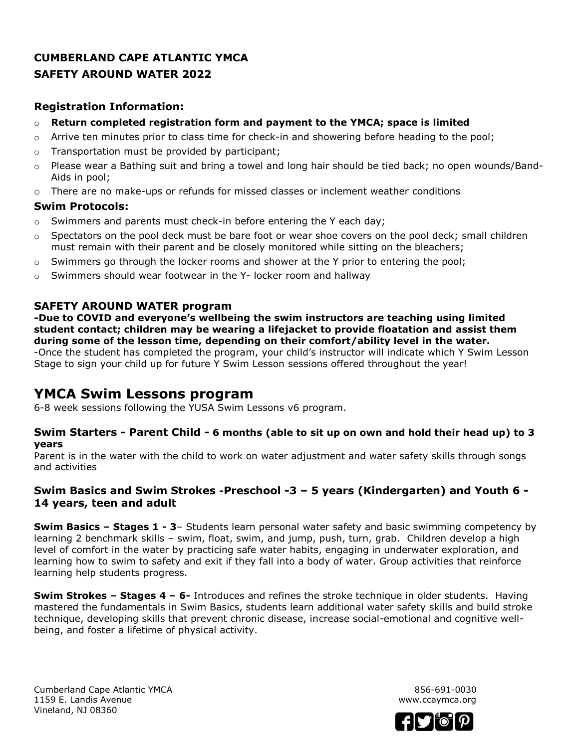**CUMBERLAND CAPE ATLANTIC YMCA**
**SAFETY AROUND WATER 2022**

### Registration Information:

- **Return completed registration form and payment to the YMCA; space is limited**
- Arrive ten minutes prior to class time for check-in and showering before heading to the pool;
- Transportation must be provided by participant;
- Please wear a Bathing suit and bring a towel and long hair should be tied back; no open wounds/Band-Aids in pool;
- There are no make-ups or refunds for missed classes or inclement weather conditions

### Swim Protocols:

- Swimmers and parents must check-in before entering the Y each day;
- Spectators on the pool deck must be bare foot or wear shoe covers on the pool deck; small children must remain with their parent and be closely monitored while sitting on the bleachers;
- Swimmers go through the locker rooms and shower at the Y prior to entering the pool;
- Swimmers should wear footwear in the Y- locker room and hallway

### SAFETY AROUND WATER program

**-Due to COVID and everyone's wellbeing the swim instructors are teaching using limited student contact; children may be wearing a lifejacket to provide floatation and assist them during some of the lesson time, depending on their comfort/ability level in the water.**
-Once the student has completed the program, your child's instructor will indicate which Y Swim Lesson Stage to sign your child up for future Y Swim Lesson sessions offered throughout the year!

## YMCA Swim Lessons program

6-8 week sessions following the YUSA Swim Lessons v6 program.

### Swim Starters - Parent Child - 6 months (able to sit up on own and hold their head up) to 3 years

Parent is in the water with the child to work on water adjustment and water safety skills through songs and activities

### Swim Basics and Swim Strokes -Preschool -3 – 5 years (Kindergarten) and Youth 6 - 14 years, teen and adult

**Swim Basics – Stages 1 - 3**– Students learn personal water safety and basic swimming competency by learning 2 benchmark skills – swim, float, swim, and jump, push, turn, grab. Children develop a high level of comfort in the water by practicing safe water habits, engaging in underwater exploration, and learning how to swim to safety and exit if they fall into a body of water. Group activities that reinforce learning help students progress.

**Swim Strokes – Stages 4 – 6-** Introduces and refines the stroke technique in older students. Having mastered the fundamentals in Swim Basics, students learn additional water safety skills and build stroke technique, developing skills that prevent chronic disease, increase social-emotional and cognitive well-being, and foster a lifetime of physical activity.

Cumberland Cape Atlantic YMCA
1159 E. Landis Avenue
Vineland, NJ 08360

856-691-0030
www.ccaymca.org